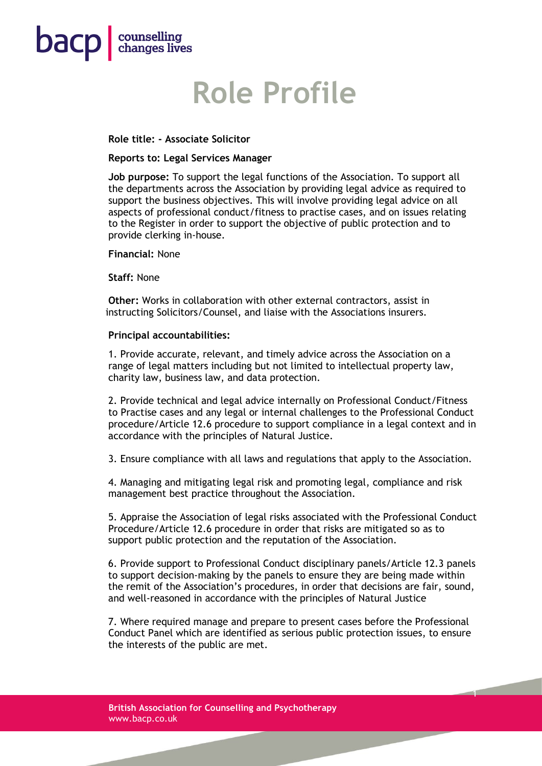# Role Profile

**Role title: - Associate Solicitor**

**Reports to: Legal Services Manager**

**Job purpose:** To support the legal functions of the Association. To support all the departments across the Association by providing legal advice as required to support the business objectives. This will involve providing legal advice on all aspects of professional conduct/fitness to practise cases, and on issues relating to the Register in order to support the objective of public protection and to provide clerking in-house.

**Financial:** None

**Staff:** None

**Other:** Works in collaboration with other external contractors, assist in instructing Solicitors/Counsel, and liaise with the Associations insurers.

**Principal accountabilities:**

1. Provide accurate, relevant, and timely advice across the Association on a range of legal matters including but not limited to intellectual property law, charity law, business law, and data protection.

2. Provide technical and legal advice internally on Professional Conduct/Fitness to Practise cases and any legal or internal challenges to the Professional Conduct procedure/Article 12.6 procedure to support compliance in a legal context and in accordance with the principles of Natural Justice.

3. Ensure compliance with all laws and regulations that apply to the Association.

4. Managing and mitigating legal risk and promoting legal, compliance and risk management best practice throughout the Association.

5. Appraise the Association of legal risks associated with the Professional Conduct Procedure/Article 12.6 procedure in order that risks are mitigated so as to support public protection and the reputation of the Association.

6. Provide support to Professional Conduct disciplinary panels/Article 12.3 panels to support decision-making by the panels to ensure they are being made within the remit of the Association's procedures, in order that decisions are fair, sound, and well-reasoned in accordance with the principles of Natural Justice

7. Where required manage and prepare to present cases before the Professional Conduct Panel which are identified as serious public protection issues, to ensure the interests of the public are met.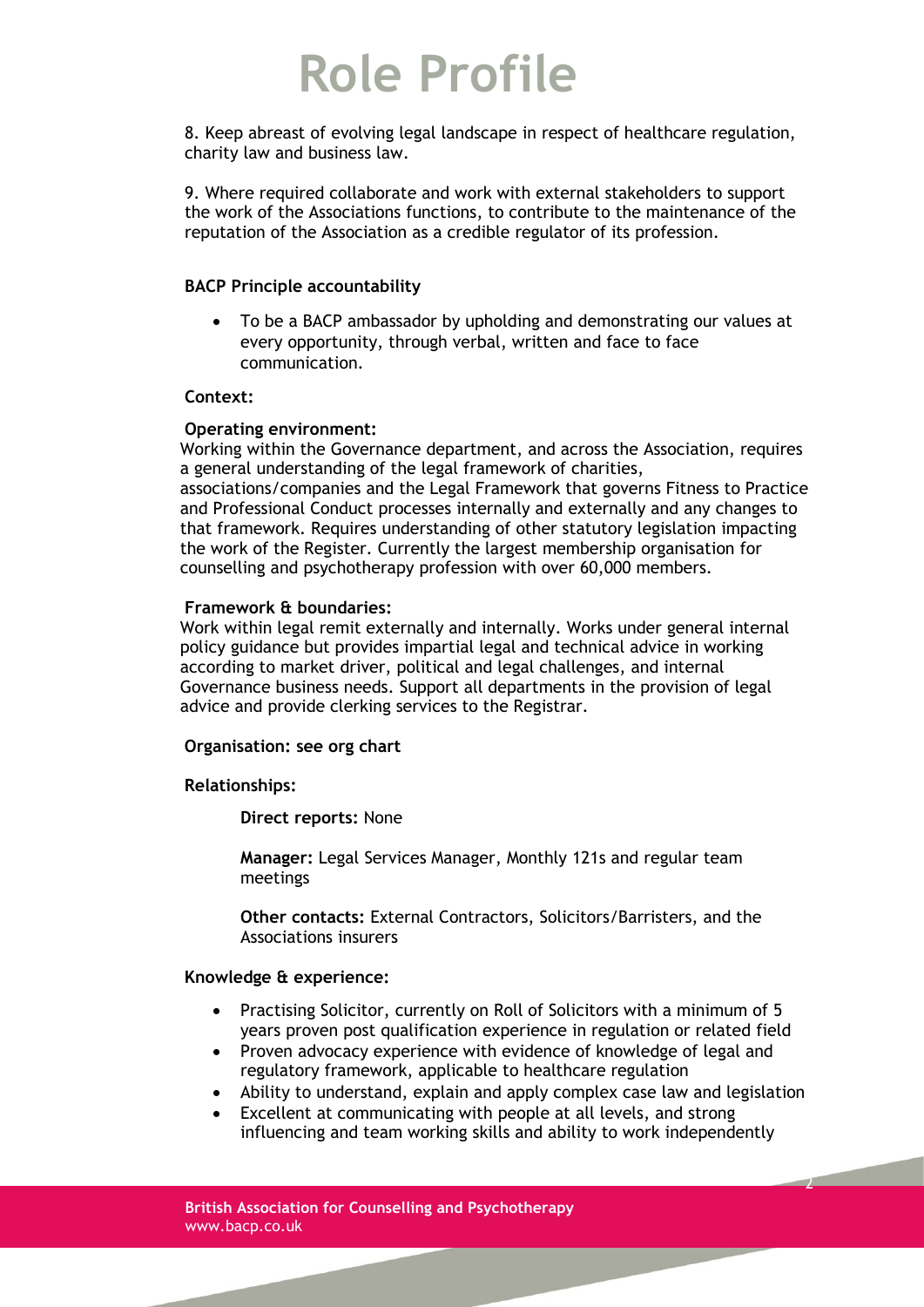8. Keep abreast of evolving legal landscape in respect of healthcare regulation, charity law and business law.

9. Where required collaborate and work with external stakeholders to support the work of the Associations functions, to contribute to the maintenance of the reputation of the Association as a credible regulator of its profession.

**BACP Principle accountability**

- To be a BACP ambassador by upholding and demonstrating our values at every opportunity, through verbal, written and face to face communication.

**Context:**

**Operating environment:**
Working within the Governance department, and across the Association, requires a general understanding of the legal framework of charities, associations/companies and the Legal Framework that governs Fitness to Practice and Professional Conduct processes internally and externally and any changes to that framework. Requires understanding of other statutory legislation impacting the work of the Register. Currently the largest membership organisation for counselling and psychotherapy profession with over 60,000 members.

**Framework & boundaries:**
Work within legal remit externally and internally. Works under general internal policy guidance but provides impartial legal and technical advice in working according to market driver, political and legal challenges, and internal Governance business needs. Support all departments in the provision of legal advice and provide clerking services to the Registrar.

**Organisation: see org chart**

**Relationships:**

**Direct reports:** None

**Manager:** Legal Services Manager, Monthly 121s and regular team meetings

**Other contacts:** External Contractors, Solicitors/Barristers, and the Associations insurers

**Knowledge & experience:**

- Practising Solicitor, currently on Roll of Solicitors with a minimum of 5 years proven post qualification experience in regulation or related field
- Proven advocacy experience with evidence of knowledge of legal and regulatory framework, applicable to healthcare regulation
- Ability to understand, explain and apply complex case law and legislation
- Excellent at communicating with people at all levels, and strong influencing and team working skills and ability to work independently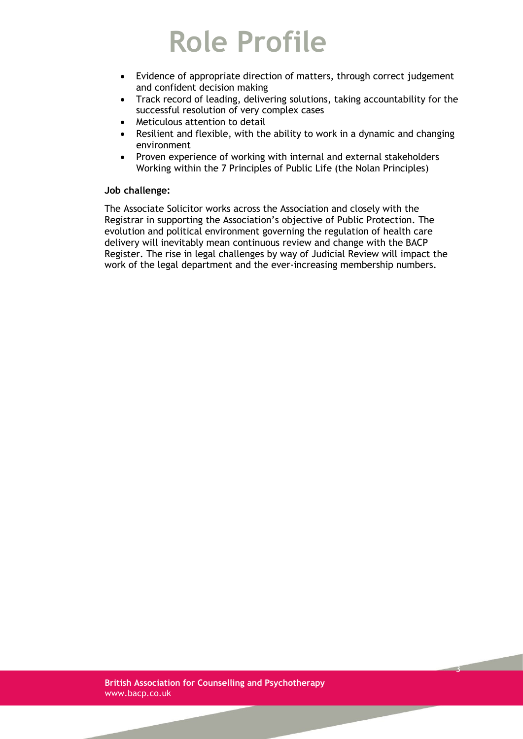# Role Profile

- Evidence of appropriate direction of matters, through correct judgement and confident decision making
- Track record of leading, delivering solutions, taking accountability for the successful resolution of very complex cases
- Meticulous attention to detail
- Resilient and flexible, with the ability to work in a dynamic and changing environment
- Proven experience of working with internal and external stakeholders Working within the 7 Principles of Public Life (the Nolan Principles)

**Job challenge:**

The Associate Solicitor works across the Association and closely with the Registrar in supporting the Association's objective of Public Protection. The evolution and political environment governing the regulation of health care delivery will inevitably mean continuous review and change with the BACP Register. The rise in legal challenges by way of Judicial Review will impact the work of the legal department and the ever-increasing membership numbers.